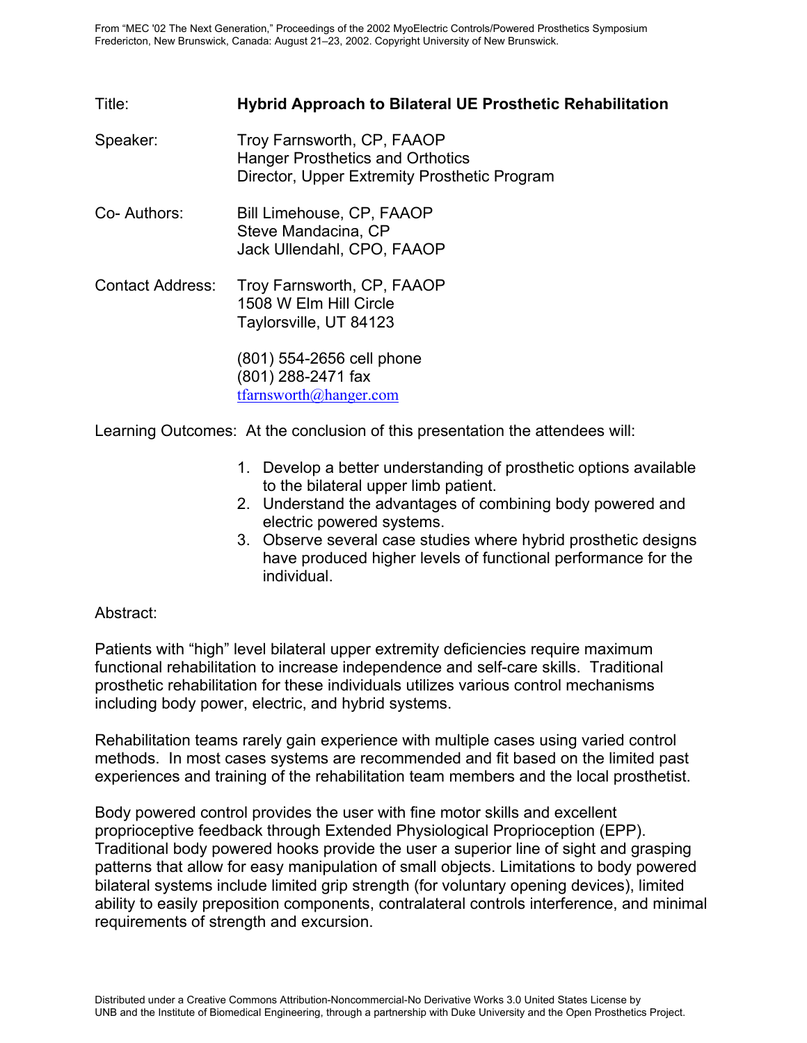Title: **Hybrid Approach to Bilateral UE Prosthetic Rehabilitation**

Speaker: Troy Farnsworth, CP, FAAOP
Hanger Prosthetics and Orthotics
Director, Upper Extremity Prosthetic Program

Co- Authors: Bill Limehouse, CP, FAAOP
Steve Mandacina, CP
Jack Ullendahl, CPO, FAAOP

Contact Address: Troy Farnsworth, CP, FAAOP
1508 W Elm Hill Circle
Taylorsville, UT 84123

(801) 554-2656 cell phone
(801) 288-2471 fax
tfarnsworth@hanger.com

Learning Outcomes: At the conclusion of this presentation the attendees will:

1. Develop a better understanding of prosthetic options available to the bilateral upper limb patient.
2. Understand the advantages of combining body powered and electric powered systems.
3. Observe several case studies where hybrid prosthetic designs have produced higher levels of functional performance for the individual.

Abstract:

Patients with "high" level bilateral upper extremity deficiencies require maximum functional rehabilitation to increase independence and self-care skills. Traditional prosthetic rehabilitation for these individuals utilizes various control mechanisms including body power, electric, and hybrid systems.

Rehabilitation teams rarely gain experience with multiple cases using varied control methods. In most cases systems are recommended and fit based on the limited past experiences and training of the rehabilitation team members and the local prosthetist.

Body powered control provides the user with fine motor skills and excellent proprioceptive feedback through Extended Physiological Proprioception (EPP). Traditional body powered hooks provide the user a superior line of sight and grasping patterns that allow for easy manipulation of small objects. Limitations to body powered bilateral systems include limited grip strength (for voluntary opening devices), limited ability to easily preposition components, contralateral controls interference, and minimal requirements of strength and excursion.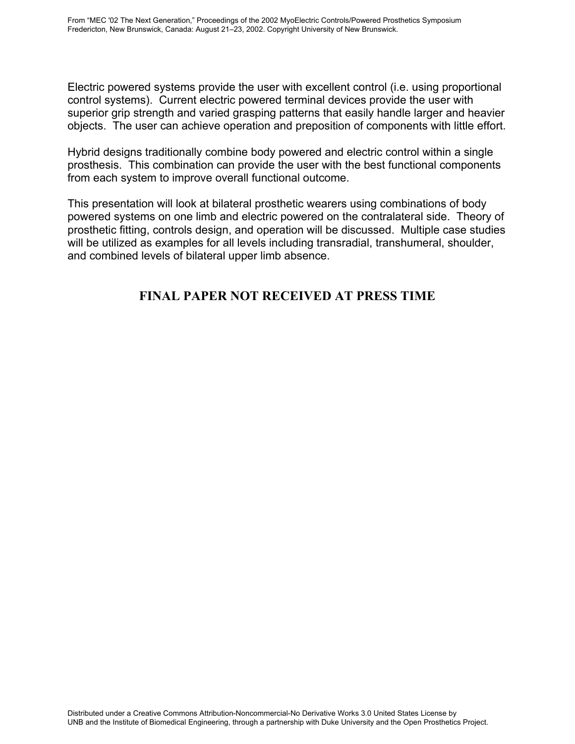Electric powered systems provide the user with excellent control (i.e. using proportional control systems). Current electric powered terminal devices provide the user with superior grip strength and varied grasping patterns that easily handle larger and heavier objects. The user can achieve operation and preposition of components with little effort.

Hybrid designs traditionally combine body powered and electric control within a single prosthesis. This combination can provide the user with the best functional components from each system to improve overall functional outcome.

This presentation will look at bilateral prosthetic wearers using combinations of body powered systems on one limb and electric powered on the contralateral side. Theory of prosthetic fitting, controls design, and operation will be discussed. Multiple case studies will be utilized as examples for all levels including transradial, transhumeral, shoulder, and combined levels of bilateral upper limb absence.

**FINAL PAPER NOT RECEIVED AT PRESS TIME**